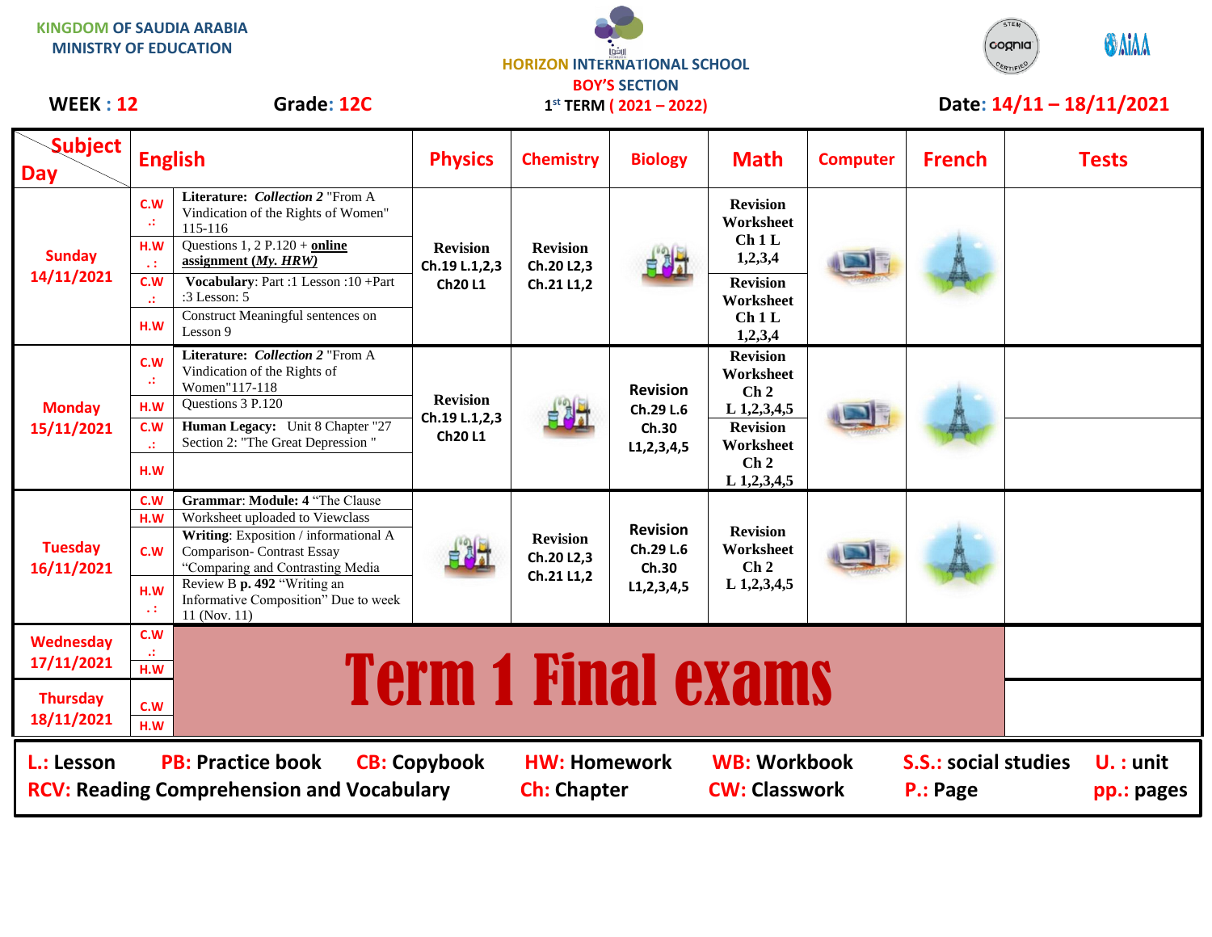KINGDOM OF SAUDIA ARABIA
MINISTRY OF EDUCATION

HORIZON INTERNATIONAL SCHOOL
BOY'S SECTION
1st TERM ( 2021 – 2022)

**WEEK : 12** **Grade: 12C** **Date: 14/11 – 18/11/2021**

| Subject / Day | | English | Physics | Chemistry | Biology | Math | Computer | French | Tests |
|---|---|---|---|---|---|---|---|---|---|
| Sunday 14/11/2021 | C.W .: | **Literature:** ***Collection 2*** "From A Vindication of the Rights of Women" 115-116 | Revision Ch.19 L.1,2,3 Ch20 L1 | Revision Ch.20 L2,3 Ch.21 L1,2 | | Revision Worksheet Ch 1 L 1,2,3,4 | | | |
| | H.W .: | Questions 1, 2 P.120 + **online assignment (*My. HRW*)** | | | | | | | |
| | C.W .: | **Vocabulary**: Part :1 Lesson :10 +Part :3 Lesson: 5 | | | | Revision Worksheet Ch 1 L 1,2,3,4 | | | |
| | H.W | Construct Meaningful sentences on Lesson 9 | | | | | | | |
| Monday 15/11/2021 | C.W .: | **Literature:** ***Collection 2*** "From A Vindication of the Rights of Women"117-118 | Revision Ch.19 L.1,2,3 Ch20 L1 | | Revision Ch.29 L.6 Ch.30 L1,2,3,4,5 | Revision Worksheet Ch 2 L 1,2,3,4,5 | | | |
| | H.W | Questions 3 P.120 | | | | | | | |
| | C.W .: | **Human Legacy:** Unit 8 Chapter "27 Section 2: "The Great Depression " | | | | Revision Worksheet Ch 2 L 1,2,3,4,5 | | | |
| | H.W | | | | | | | | |
| Tuesday 16/11/2021 | C.W | **Grammar**: **Module: 4** "The Clause | | Revision Ch.20 L2,3 Ch.21 L1,2 | Revision Ch.29 L.6 Ch.30 L1,2,3,4,5 | Revision Worksheet Ch 2 L 1,2,3,4,5 | | | |
| | H.W | Worksheet uploaded to Viewclass | | | | | | | |
| | C.W | **Writing**: Exposition / informational A Comparison- Contrast Essay "Comparing and Contrasting Media | | | | | | | |
| | H.W .: | Review B **p. 492** "Writing an Informative Composition" Due to week 11 (Nov. 11) | | | | | | | |
| Wednesday 17/11/2021 | C.W .: | **Term 1 Final exams** | | | | | | | |
| | H.W | | | | | | | | |
| Thursday 18/11/2021 | C.W | **Term 1 Final exams** | | | | | | | |
| | H.W | | | | | | | | |

**L.: Lesson** **PB: Practice book** **CB: Copybook** **HW: Homework** **WB: Workbook** **S.S.: social studies** **U. : unit**
**RCV: Reading Comprehension and Vocabulary** **Ch: Chapter** **CW: Classwork** **P.: Page** **pp.: pages**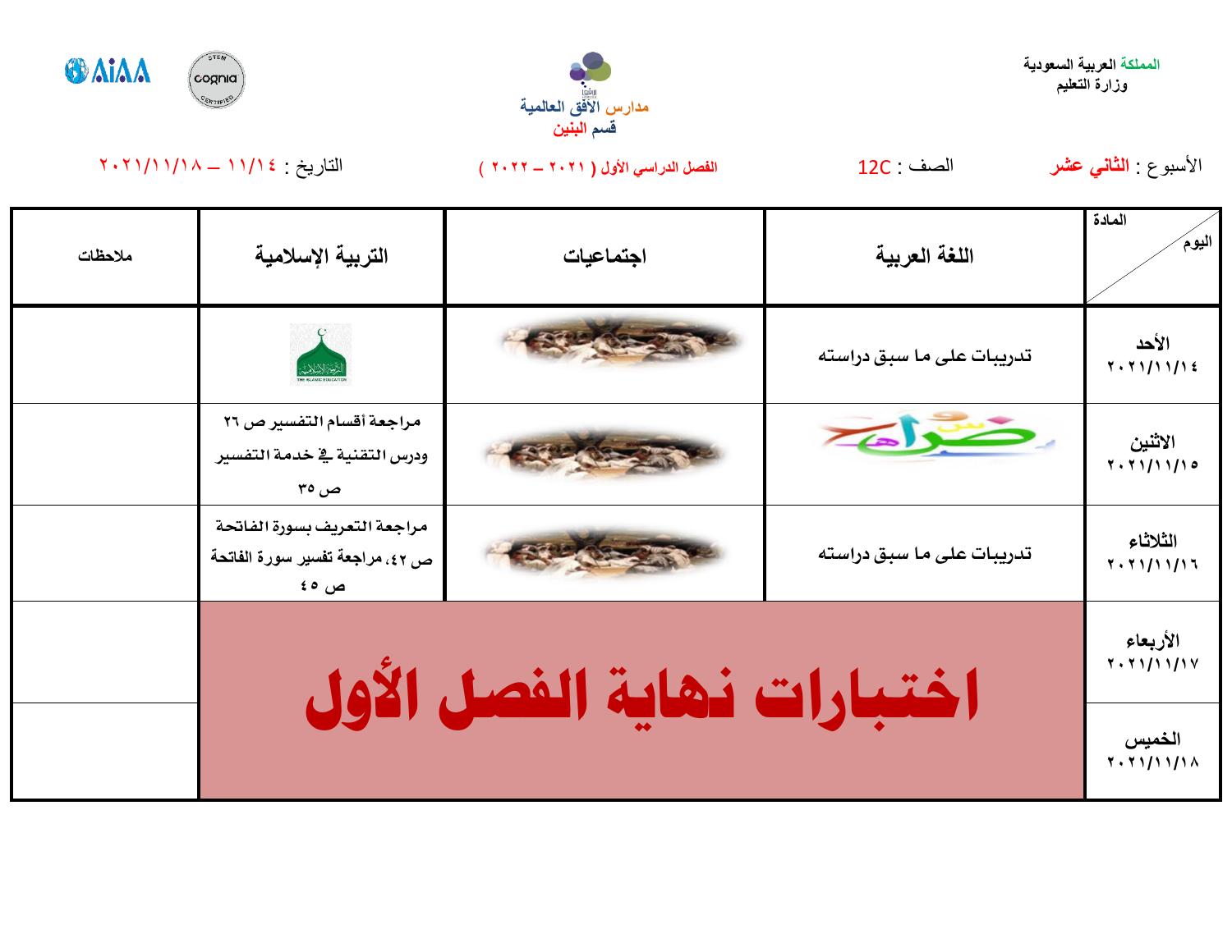المملكة العربية السعودية
وزارة التعليم

مدارس الأفق العالمية
قسم البنين

الأسبوع : الثاني عشر　　الصف : 12C　　الفصل الدراسي الأول ( ٢٠٢١ – ٢٠٢٢ )　　التاريخ : ١١/١٤ – ٢٠٢١/١١/١٨

| المادة / اليوم | اللغة العربية | اجتماعيات | التربية الإسلامية | ملاحظات |
|---|---|---|---|---|
| الأحد ٢٠٢١/١١/١٤ | تدريبات على ما سبق دراسته | | | |
| الاثنين ٢٠٢١/١١/١٥ | | | مراجعة أقسام التفسير ص ٢٦ ودرس التقنية في خدمة التفسير ص ٣٥ | |
| الثلاثاء ٢٠٢١/١١/١٦ | تدريبات على ما سبق دراسته | | مراجعة التعريف بسورة الفاتحة ص ٤٢، مراجعة تفسير سورة الفاتحة ص ٤٥ | |
| الأربعاء ٢٠٢١/١١/١٧ | اختبارات نهاية الفصل الأول | | | |
| الخميس ٢٠٢١/١١/١٨ | | | | |